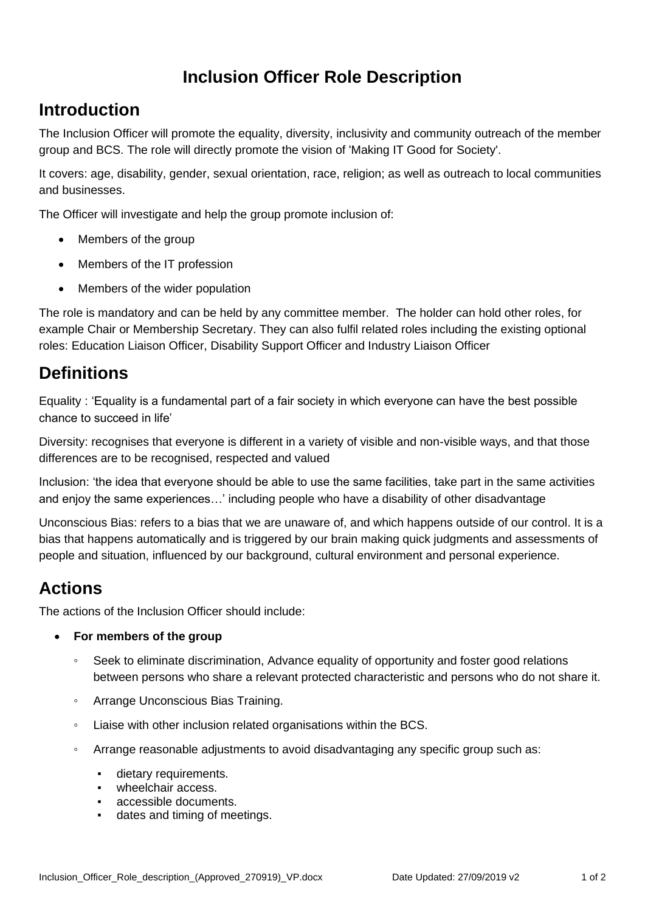# Inclusion Officer Role Description

## Introduction

The Inclusion Officer will promote the equality, diversity, inclusivity and community outreach of the member group and BCS. The role will directly promote the vision of 'Making IT Good for Society'.

It covers: age, disability, gender, sexual orientation, race, religion; as well as outreach to local communities and businesses.

The Officer will investigate and help the group promote inclusion of:

- Members of the group
- Members of the IT profession
- Members of the wider population

The role is mandatory and can be held by any committee member. The holder can hold other roles, for example Chair or Membership Secretary. They can also fulfil related roles including the existing optional roles: Education Liaison Officer, Disability Support Officer and Industry Liaison Officer

## Definitions

Equality : 'Equality is a fundamental part of a fair society in which everyone can have the best possible chance to succeed in life'

Diversity: recognises that everyone is different in a variety of visible and non-visible ways, and that those differences are to be recognised, respected and valued

Inclusion: 'the idea that everyone should be able to use the same facilities, take part in the same activities and enjoy the same experiences…' including people who have a disability of other disadvantage

Unconscious Bias: refers to a bias that we are unaware of, and which happens outside of our control. It is a bias that happens automatically and is triggered by our brain making quick judgments and assessments of people and situation, influenced by our background, cultural environment and personal experience.

## Actions

The actions of the Inclusion Officer should include:

- **For members of the group**
  - Seek to eliminate discrimination, Advance equality of opportunity and foster good relations between persons who share a relevant protected characteristic and persons who do not share it.
  - Arrange Unconscious Bias Training.
  - Liaise with other inclusion related organisations within the BCS.
  - Arrange reasonable adjustments to avoid disadvantaging any specific group such as:
    - dietary requirements.
    - wheelchair access.
    - accessible documents.
    - dates and timing of meetings.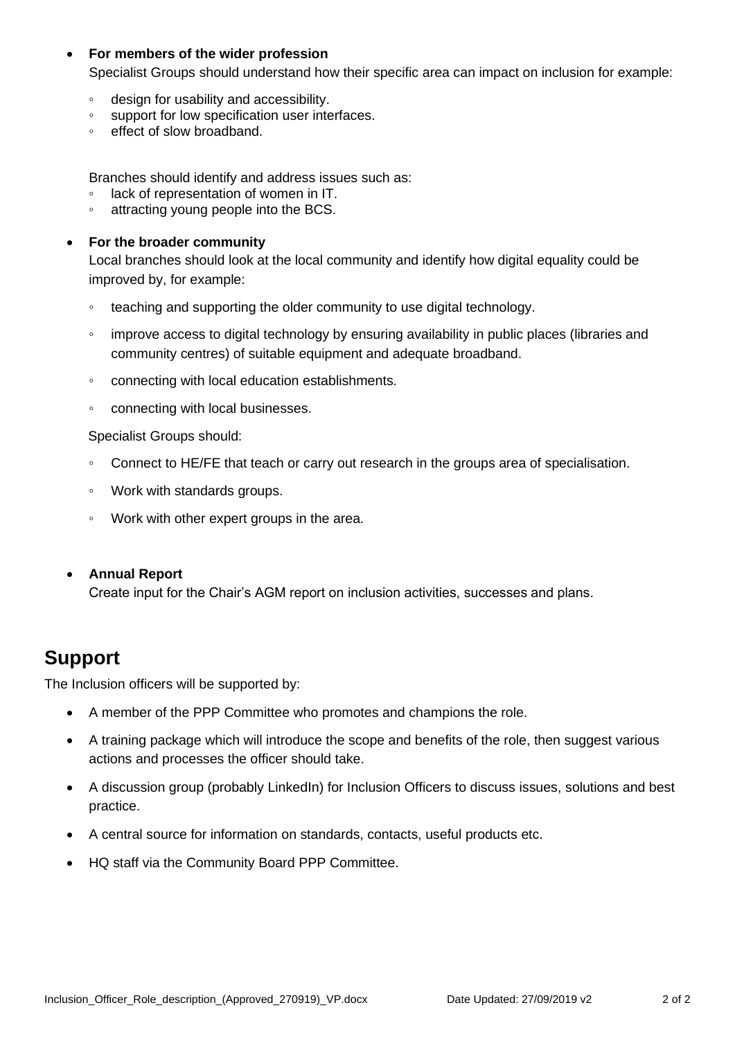- **For members of the wider profession**

  Specialist Groups should understand how their specific area can impact on inclusion for example:

  - design for usability and accessibility.
  - support for low specification user interfaces.
  - effect of slow broadband.

  Branches should identify and address issues such as:

  - lack of representation of women in IT.
  - attracting young people into the BCS.

- **For the broader community**

  Local branches should look at the local community and identify how digital equality could be improved by, for example:

  - teaching and supporting the older community to use digital technology.
  - improve access to digital technology by ensuring availability in public places (libraries and community centres) of suitable equipment and adequate broadband.
  - connecting with local education establishments.
  - connecting with local businesses.

  Specialist Groups should:

  - Connect to HE/FE that teach or carry out research in the groups area of specialisation.
  - Work with standards groups.
  - Work with other expert groups in the area.

- **Annual Report**

  Create input for the Chair's AGM report on inclusion activities, successes and plans.

## Support

The Inclusion officers will be supported by:

- A member of the PPP Committee who promotes and champions the role.
- A training package which will introduce the scope and benefits of the role, then suggest various actions and processes the officer should take.
- A discussion group (probably LinkedIn) for Inclusion Officers to discuss issues, solutions and best practice.
- A central source for information on standards, contacts, useful products etc.
- HQ staff via the Community Board PPP Committee.